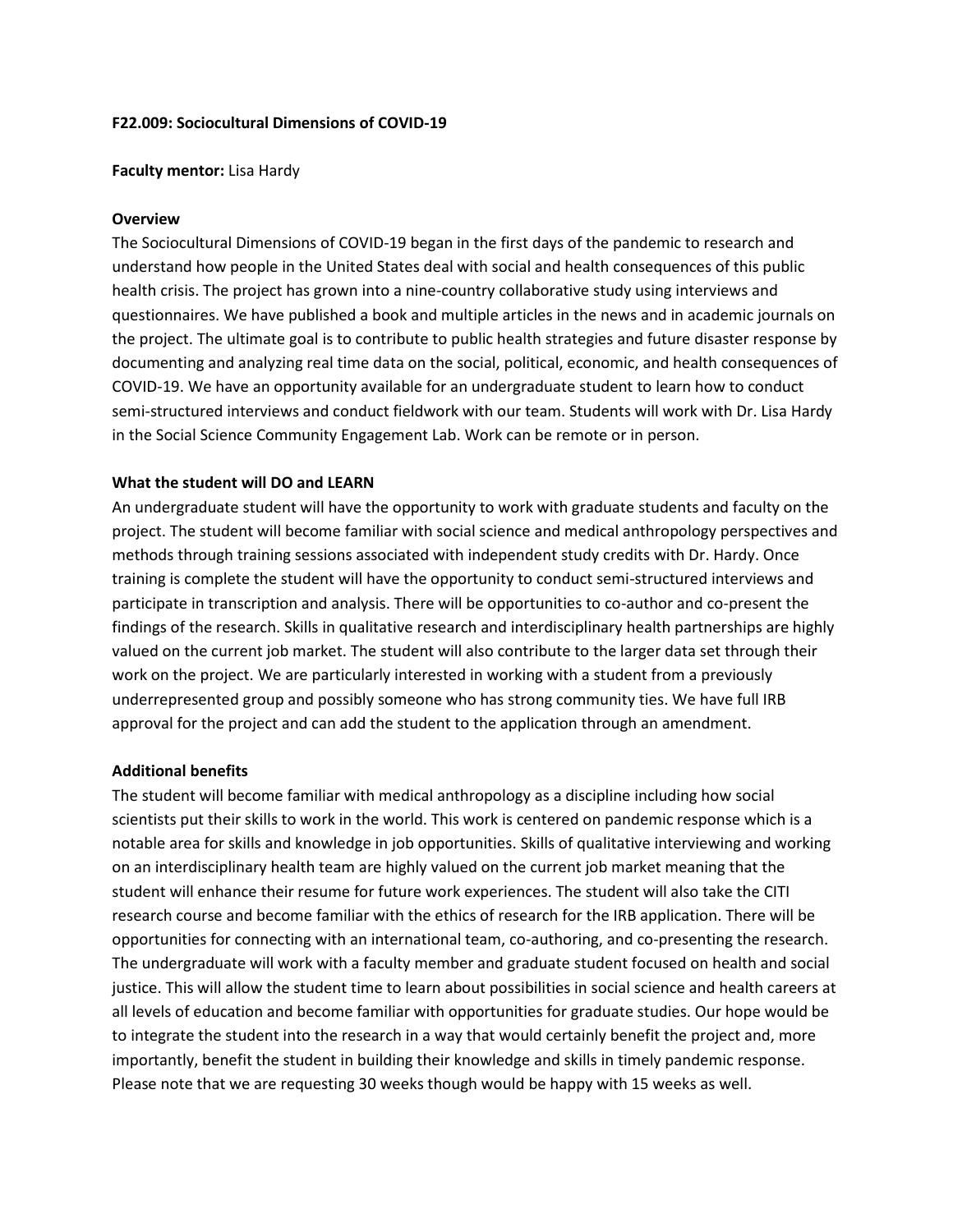**F22.009: Sociocultural Dimensions of COVID-19**

**Faculty mentor:** Lisa Hardy

**Overview**

The Sociocultural Dimensions of COVID-19 began in the first days of the pandemic to research and understand how people in the United States deal with social and health consequences of this public health crisis. The project has grown into a nine-country collaborative study using interviews and questionnaires. We have published a book and multiple articles in the news and in academic journals on the project. The ultimate goal is to contribute to public health strategies and future disaster response by documenting and analyzing real time data on the social, political, economic, and health consequences of COVID-19. We have an opportunity available for an undergraduate student to learn how to conduct semi-structured interviews and conduct fieldwork with our team. Students will work with Dr. Lisa Hardy in the Social Science Community Engagement Lab. Work can be remote or in person.

**What the student will DO and LEARN**

An undergraduate student will have the opportunity to work with graduate students and faculty on the project. The student will become familiar with social science and medical anthropology perspectives and methods through training sessions associated with independent study credits with Dr. Hardy. Once training is complete the student will have the opportunity to conduct semi-structured interviews and participate in transcription and analysis. There will be opportunities to co-author and co-present the findings of the research. Skills in qualitative research and interdisciplinary health partnerships are highly valued on the current job market. The student will also contribute to the larger data set through their work on the project. We are particularly interested in working with a student from a previously underrepresented group and possibly someone who has strong community ties. We have full IRB approval for the project and can add the student to the application through an amendment.

**Additional benefits**

The student will become familiar with medical anthropology as a discipline including how social scientists put their skills to work in the world. This work is centered on pandemic response which is a notable area for skills and knowledge in job opportunities. Skills of qualitative interviewing and working on an interdisciplinary health team are highly valued on the current job market meaning that the student will enhance their resume for future work experiences. The student will also take the CITI research course and become familiar with the ethics of research for the IRB application. There will be opportunities for connecting with an international team, co-authoring, and co-presenting the research. The undergraduate will work with a faculty member and graduate student focused on health and social justice. This will allow the student time to learn about possibilities in social science and health careers at all levels of education and become familiar with opportunities for graduate studies. Our hope would be to integrate the student into the research in a way that would certainly benefit the project and, more importantly, benefit the student in building their knowledge and skills in timely pandemic response. Please note that we are requesting 30 weeks though would be happy with 15 weeks as well.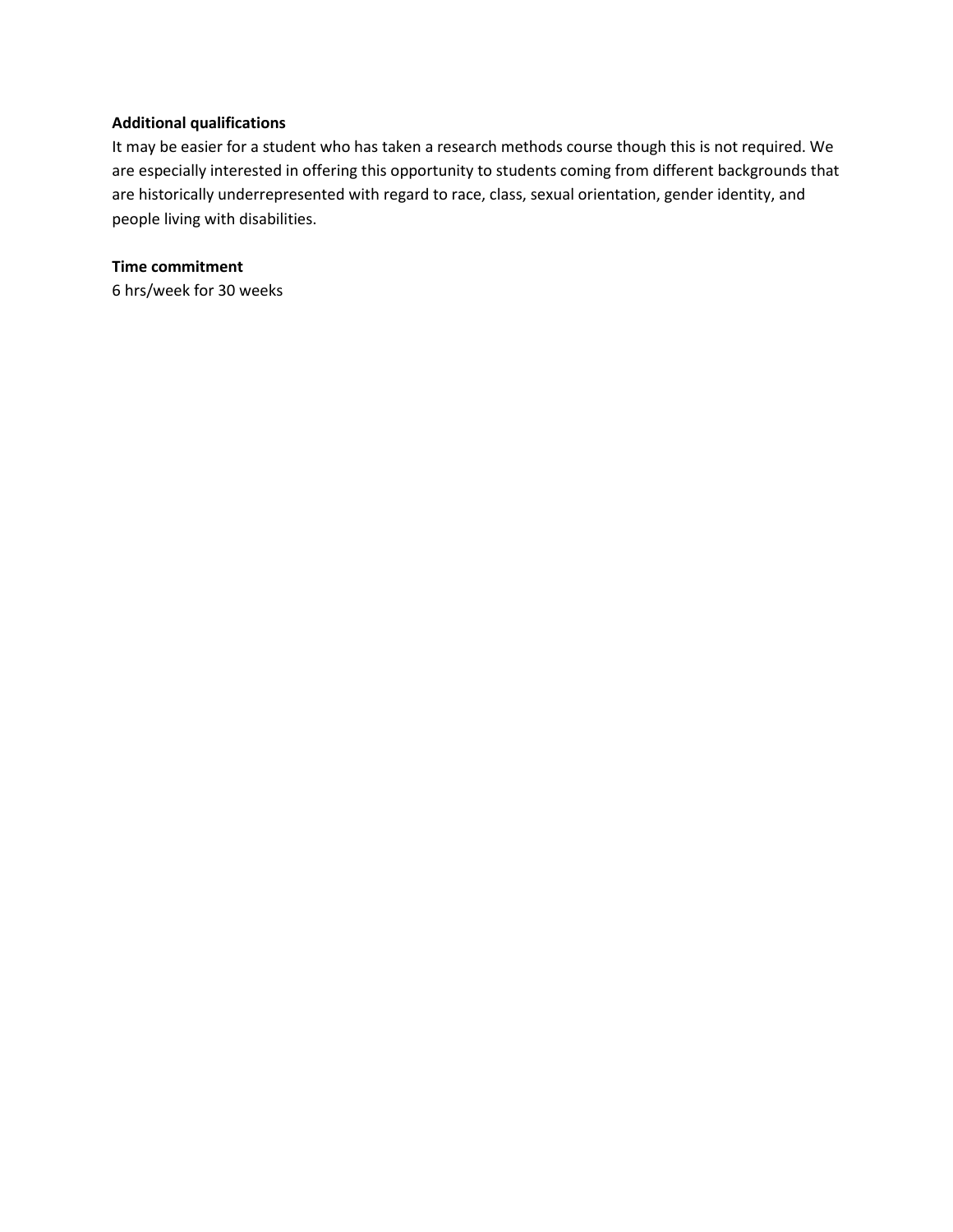**Additional qualifications**

It may be easier for a student who has taken a research methods course though this is not required. We are especially interested in offering this opportunity to students coming from different backgrounds that are historically underrepresented with regard to race, class, sexual orientation, gender identity, and people living with disabilities.

**Time commitment**

6 hrs/week for 30 weeks